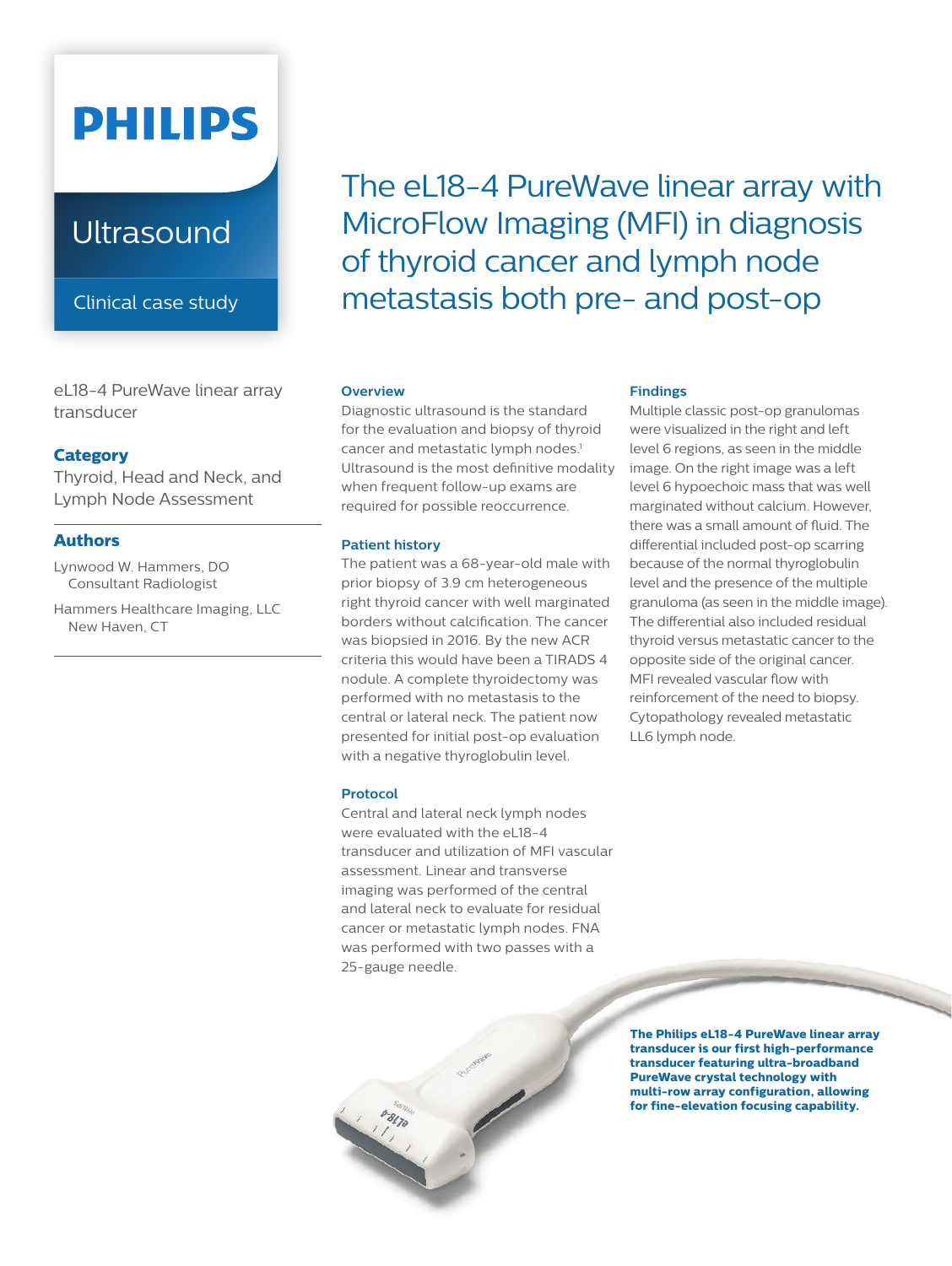**PHILIPS**

## Ultrasound

Clinical case study

# The eL18-4 PureWave linear array with MicroFlow Imaging (MFI) in diagnosis of thyroid cancer and lymph node metastasis both pre- and post-op

eL18-4 PureWave linear array transducer

### Category

Thyroid, Head and Neck, and Lymph Node Assessment

### Authors

Lynwood W. Hammers, DO
Consultant Radiologist

Hammers Healthcare Imaging, LLC
New Haven, CT

### Overview

Diagnostic ultrasound is the standard for the evaluation and biopsy of thyroid cancer and metastatic lymph nodes.[1] Ultrasound is the most definitive modality when frequent follow-up exams are required for possible reoccurrence.

### Patient history

The patient was a 68-year-old male with prior biopsy of 3.9 cm heterogeneous right thyroid cancer with well marginated borders without calcification. The cancer was biopsied in 2016. By the new ACR criteria this would have been a TIRADS 4 nodule. A complete thyroidectomy was performed with no metastasis to the central or lateral neck. The patient now presented for initial post-op evaluation with a negative thyroglobulin level.

### Protocol

Central and lateral neck lymph nodes were evaluated with the eL18-4 transducer and utilization of MFI vascular assessment. Linear and transverse imaging was performed of the central and lateral neck to evaluate for residual cancer or metastatic lymph nodes. FNA was performed with two passes with a 25-gauge needle.

### Findings

Multiple classic post-op granulomas were visualized in the right and left level 6 regions, as seen in the middle image. On the right image was a left level 6 hypoechoic mass that was well marginated without calcium. However, there was a small amount of fluid. The differential included post-op scarring because of the normal thyroglobulin level and the presence of the multiple granuloma (as seen in the middle image). The differential also included residual thyroid versus metastatic cancer to the opposite side of the original cancer. MFI revealed vascular flow with reinforcement of the need to biopsy. Cytopathology revealed metastatic LL6 lymph node.

**The Philips eL18-4 PureWave linear array transducer is our first high-performance transducer featuring ultra-broadband PureWave crystal technology with multi-row array configuration, allowing for fine-elevation focusing capability.**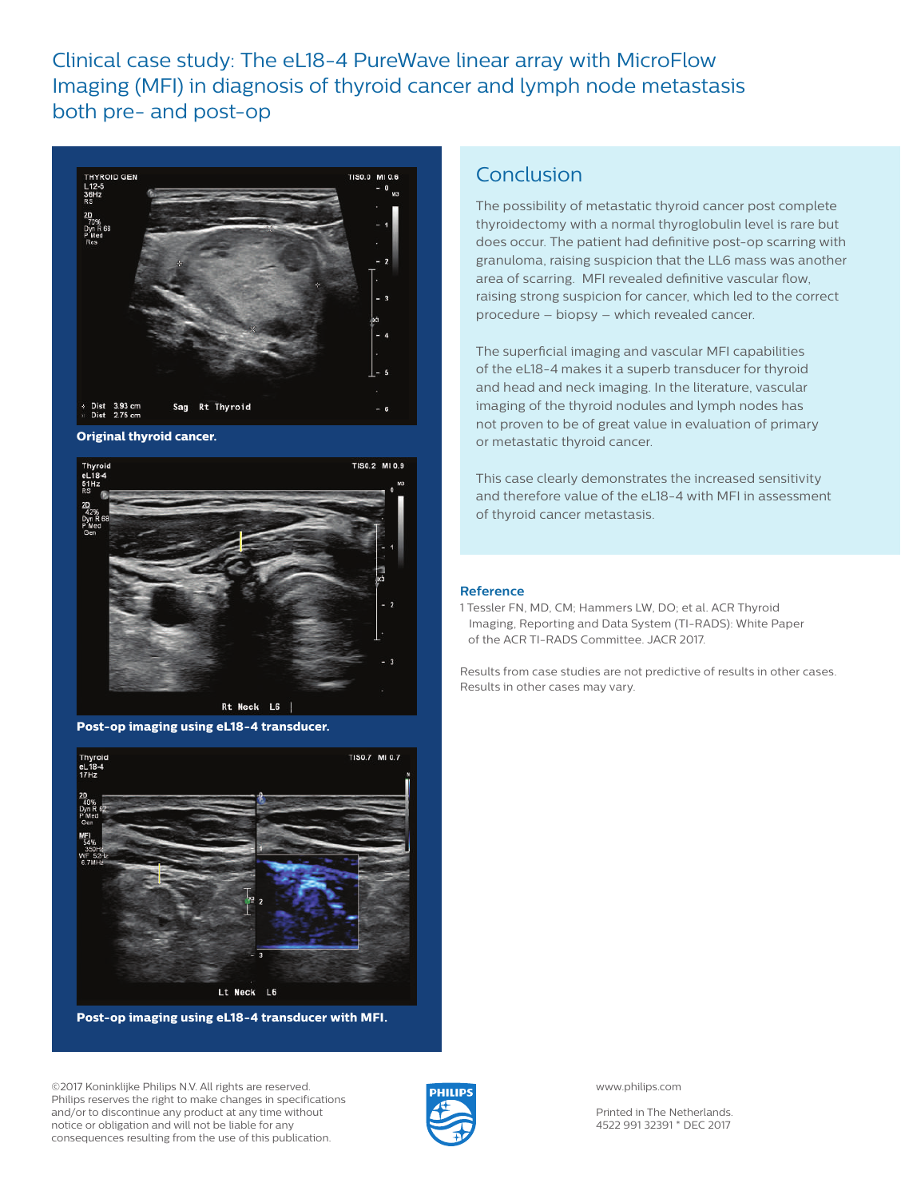# Clinical case study: The eL18-4 PureWave linear array with MicroFlow Imaging (MFI) in diagnosis of thyroid cancer and lymph node metastasis both pre- and post-op

**Original thyroid cancer.**

**Post-op imaging using eL18-4 transducer.**

**Post-op imaging using eL18-4 transducer with MFI.**

## Conclusion

The possibility of metastatic thyroid cancer post complete thyroidectomy with a normal thyroglobulin level is rare but does occur. The patient had definitive post-op scarring with granuloma, raising suspicion that the LL6 mass was another area of scarring. MFI revealed definitive vascular flow, raising strong suspicion for cancer, which led to the correct procedure – biopsy – which revealed cancer.

The superficial imaging and vascular MFI capabilities of the eL18-4 makes it a superb transducer for thyroid and head and neck imaging. In the literature, vascular imaging of the thyroid nodules and lymph nodes has not proven to be of great value in evaluation of primary or metastatic thyroid cancer.

This case clearly demonstrates the increased sensitivity and therefore value of the eL18-4 with MFI in assessment of thyroid cancer metastasis.

### Reference

1 Tessler FN, MD, CM; Hammers LW, DO; et al. ACR Thyroid Imaging, Reporting and Data System (TI-RADS): White Paper of the ACR TI-RADS Committee. JACR 2017.

Results from case studies are not predictive of results in other cases. Results in other cases may vary.

©2017 Koninklijke Philips N.V. All rights reserved. Philips reserves the right to make changes in specifications and/or to discontinue any product at any time without notice or obligation and will not be liable for any consequences resulting from the use of this publication.

www.philips.com

Printed in The Netherlands.
4522 991 32391 * DEC 2017